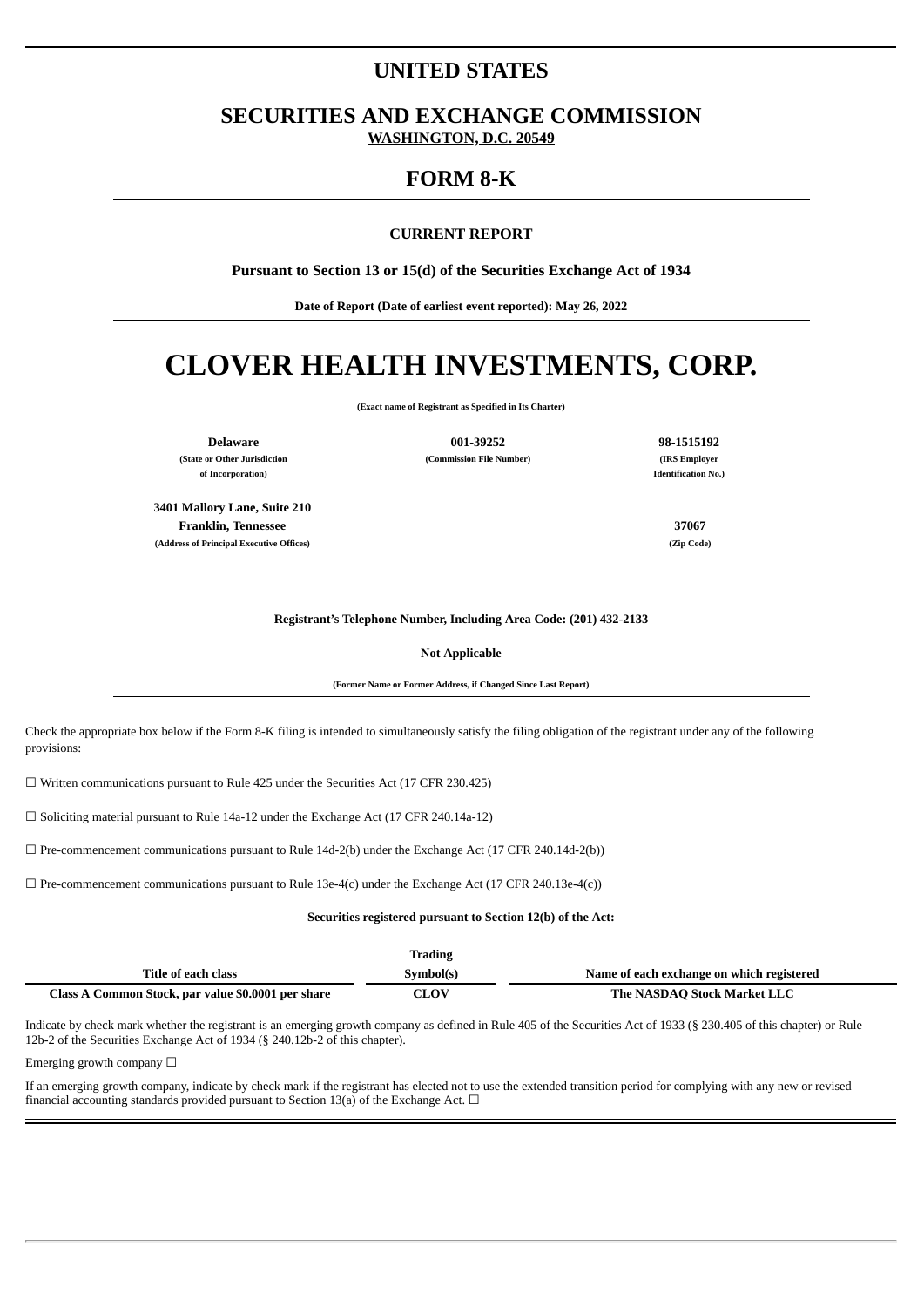# UNITED STATES

## SECURITIES AND EXCHANGE COMMISSION

**WASHINGTON, D.C. 20549**

## FORM 8-K

**CURRENT REPORT**

**Pursuant to Section 13 or 15(d) of the Securities Exchange Act of 1934**

**Date of Report (Date of earliest event reported): May 26, 2022**

# CLOVER HEALTH INVESTMENTS, CORP.

**(Exact name of Registrant as Specified in Its Charter)**

| Delaware | 001-39252 | 98-1515192 |
|---|---|---|
| (State or Other Jurisdiction of Incorporation) | (Commission File Number) | (IRS Employer Identification No.) |

| 3401 Mallory Lane, Suite 210 Franklin, Tennessee | 37067 |
|---|---|
| (Address of Principal Executive Offices) | (Zip Code) |

**Registrant's Telephone Number, Including Area Code: (201) 432-2133**

**Not Applicable**

**(Former Name or Former Address, if Changed Since Last Report)**

Check the appropriate box below if the Form 8-K filing is intended to simultaneously satisfy the filing obligation of the registrant under any of the following provisions:

☐ Written communications pursuant to Rule 425 under the Securities Act (17 CFR 230.425)

☐ Soliciting material pursuant to Rule 14a-12 under the Exchange Act (17 CFR 240.14a-12)

☐ Pre-commencement communications pursuant to Rule 14d-2(b) under the Exchange Act (17 CFR 240.14d-2(b))

☐ Pre-commencement communications pursuant to Rule 13e-4(c) under the Exchange Act (17 CFR 240.13e-4(c))

**Securities registered pursuant to Section 12(b) of the Act:**

| Title of each class | Trading Symbol(s) | Name of each exchange on which registered |
|---|---|---|
| Class A Common Stock, par value $0.0001 per share | CLOV | The NASDAQ Stock Market LLC |

Indicate by check mark whether the registrant is an emerging growth company as defined in Rule 405 of the Securities Act of 1933 (§ 230.405 of this chapter) or Rule 12b-2 of the Securities Exchange Act of 1934 (§ 240.12b-2 of this chapter).

Emerging growth company ☐

If an emerging growth company, indicate by check mark if the registrant has elected not to use the extended transition period for complying with any new or revised financial accounting standards provided pursuant to Section 13(a) of the Exchange Act. ☐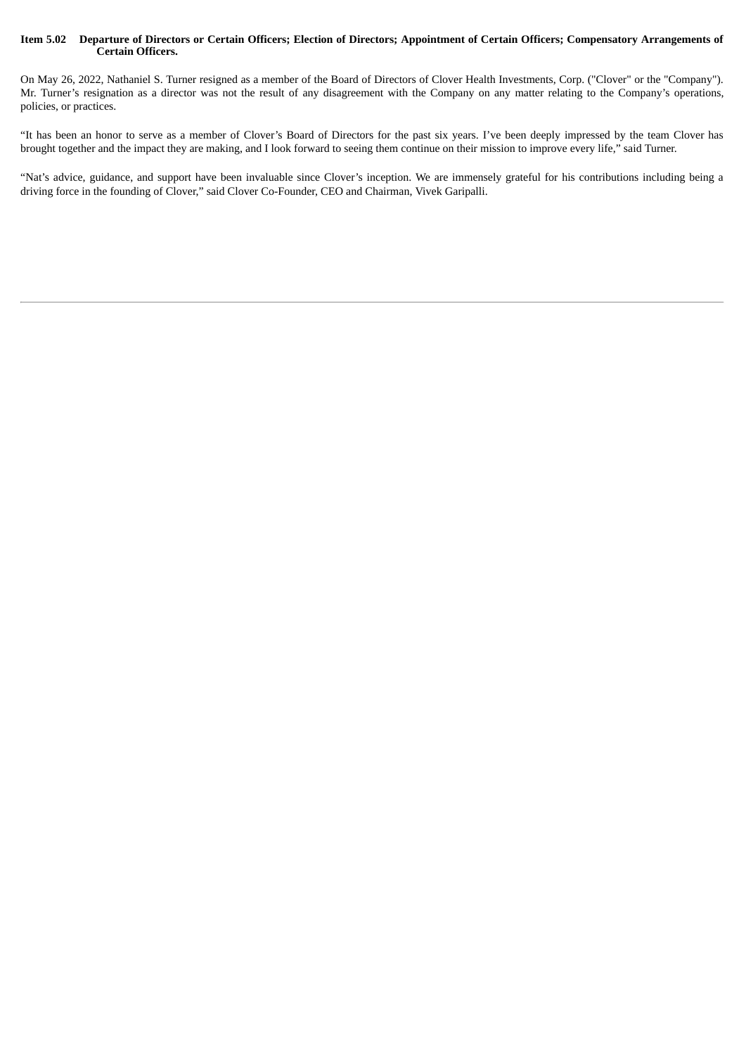**Item 5.02 Departure of Directors or Certain Officers; Election of Directors; Appointment of Certain Officers; Compensatory Arrangements of Certain Officers.**

On May 26, 2022, Nathaniel S. Turner resigned as a member of the Board of Directors of Clover Health Investments, Corp. ("Clover" or the "Company"). Mr. Turner's resignation as a director was not the result of any disagreement with the Company on any matter relating to the Company's operations, policies, or practices.

"It has been an honor to serve as a member of Clover's Board of Directors for the past six years. I've been deeply impressed by the team Clover has brought together and the impact they are making, and I look forward to seeing them continue on their mission to improve every life," said Turner.

"Nat's advice, guidance, and support have been invaluable since Clover's inception. We are immensely grateful for his contributions including being a driving force in the founding of Clover," said Clover Co-Founder, CEO and Chairman, Vivek Garipalli.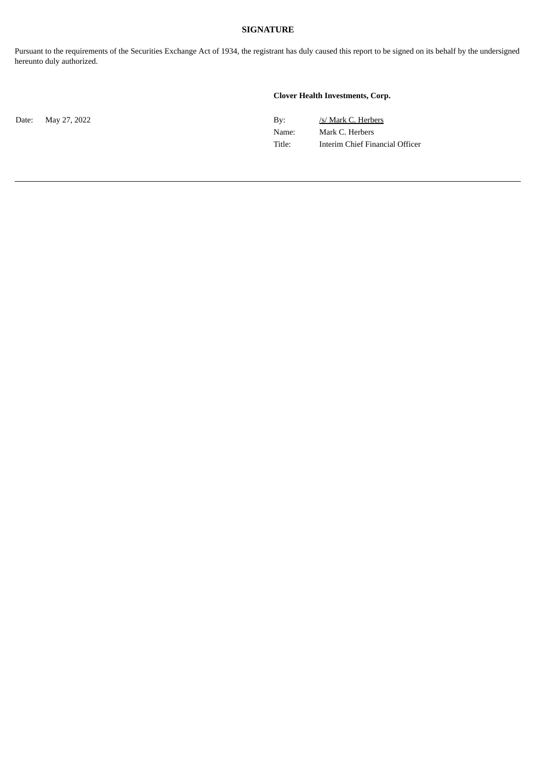**SIGNATURE**

Pursuant to the requirements of the Securities Exchange Act of 1934, the registrant has duly caused this report to be signed on its behalf by the undersigned hereunto duly authorized.

**Clover Health Investments, Corp.**

| | | | |
|---|---|---|---|
| Date: | May 27, 2022 | By: | /s/ Mark C. Herbers |
| | | Name: | Mark C. Herbers |
| | | Title: | Interim Chief Financial Officer |